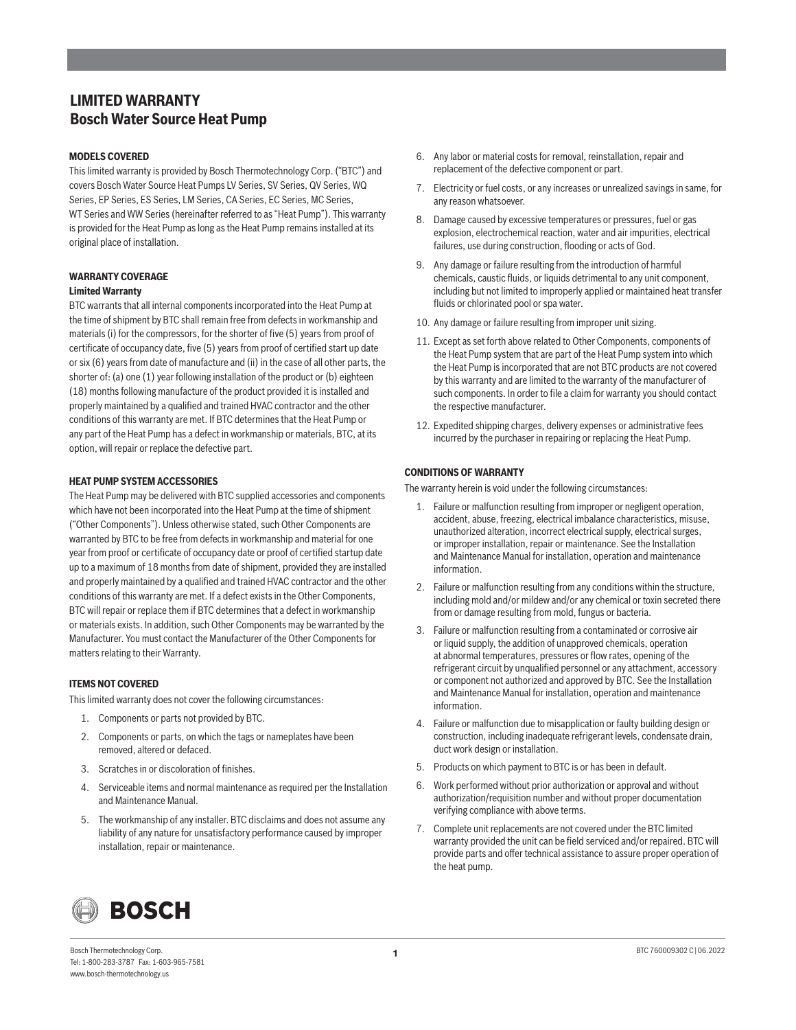# LIMITED WARRANTY
## Bosch Water Source Heat Pump

### MODELS COVERED

This limited warranty is provided by Bosch Thermotechnology Corp. ("BTC") and covers Bosch Water Source Heat Pumps LV Series, SV Series, QV Series, WQ Series, EP Series, ES Series, LM Series, CA Series, EC Series, MC Series, WT Series and WW Series (hereinafter referred to as "Heat Pump"). This warranty is provided for the Heat Pump as long as the Heat Pump remains installed at its original place of installation.

### WARRANTY COVERAGE

**Limited Warranty**

BTC warrants that all internal components incorporated into the Heat Pump at the time of shipment by BTC shall remain free from defects in workmanship and materials (i) for the compressors, for the shorter of five (5) years from proof of certificate of occupancy date, five (5) years from proof of certified start up date or six (6) years from date of manufacture and (ii) in the case of all other parts, the shorter of: (a) one (1) year following installation of the product or (b) eighteen (18) months following manufacture of the product provided it is installed and properly maintained by a qualified and trained HVAC contractor and the other conditions of this warranty are met. If BTC determines that the Heat Pump or any part of the Heat Pump has a defect in workmanship or materials, BTC, at its option, will repair or replace the defective part.

### HEAT PUMP SYSTEM ACCESSORIES

The Heat Pump may be delivered with BTC supplied accessories and components which have not been incorporated into the Heat Pump at the time of shipment ("Other Components"). Unless otherwise stated, such Other Components are warranted by BTC to be free from defects in workmanship and material for one year from proof or certificate of occupancy date or proof of certified startup date up to a maximum of 18 months from date of shipment, provided they are installed and properly maintained by a qualified and trained HVAC contractor and the other conditions of this warranty are met. If a defect exists in the Other Components, BTC will repair or replace them if BTC determines that a defect in workmanship or materials exists. In addition, such Other Components may be warranted by the Manufacturer. You must contact the Manufacturer of the Other Components for matters relating to their Warranty.

### ITEMS NOT COVERED

This limited warranty does not cover the following circumstances:

1. Components or parts not provided by BTC.
2. Components or parts, on which the tags or nameplates have been removed, altered or defaced.
3. Scratches in or discoloration of finishes.
4. Serviceable items and normal maintenance as required per the Installation and Maintenance Manual.
5. The workmanship of any installer. BTC disclaims and does not assume any liability of any nature for unsatisfactory performance caused by improper installation, repair or maintenance.
6. Any labor or material costs for removal, reinstallation, repair and replacement of the defective component or part.
7. Electricity or fuel costs, or any increases or unrealized savings in same, for any reason whatsoever.
8. Damage caused by excessive temperatures or pressures, fuel or gas explosion, electrochemical reaction, water and air impurities, electrical failures, use during construction, flooding or acts of God.
9. Any damage or failure resulting from the introduction of harmful chemicals, caustic fluids, or liquids detrimental to any unit component, including but not limited to improperly applied or maintained heat transfer fluids or chlorinated pool or spa water.
10. Any damage or failure resulting from improper unit sizing.
11. Except as set forth above related to Other Components, components of the Heat Pump system that are part of the Heat Pump system into which the Heat Pump is incorporated that are not BTC products are not covered by this warranty and are limited to the warranty of the manufacturer of such components. In order to file a claim for warranty you should contact the respective manufacturer.
12. Expedited shipping charges, delivery expenses or administrative fees incurred by the purchaser in repairing or replacing the Heat Pump.

### CONDITIONS OF WARRANTY

The warranty herein is void under the following circumstances:

1. Failure or malfunction resulting from improper or negligent operation, accident, abuse, freezing, electrical imbalance characteristics, misuse, unauthorized alteration, incorrect electrical supply, electrical surges, or improper installation, repair or maintenance. See the Installation and Maintenance Manual for installation, operation and maintenance information.
2. Failure or malfunction resulting from any conditions within the structure, including mold and/or mildew and/or any chemical or toxin secreted there from or damage resulting from mold, fungus or bacteria.
3. Failure or malfunction resulting from a contaminated or corrosive air or liquid supply, the addition of unapproved chemicals, operation at abnormal temperatures, pressures or flow rates, opening of the refrigerant circuit by unqualified personnel or any attachment, accessory or component not authorized and approved by BTC. See the Installation and Maintenance Manual for installation, operation and maintenance information.
4. Failure or malfunction due to misapplication or faulty building design or construction, including inadequate refrigerant levels, condensate drain, duct work design or installation.
5. Products on which payment to BTC is or has been in default.
6. Work performed without prior authorization or approval and without authorization/requisition number and without proper documentation verifying compliance with above terms.
7. Complete unit replacements are not covered under the BTC limited warranty provided the unit can be field serviced and/or repaired. BTC will provide parts and offer technical assistance to assure proper operation of the heat pump.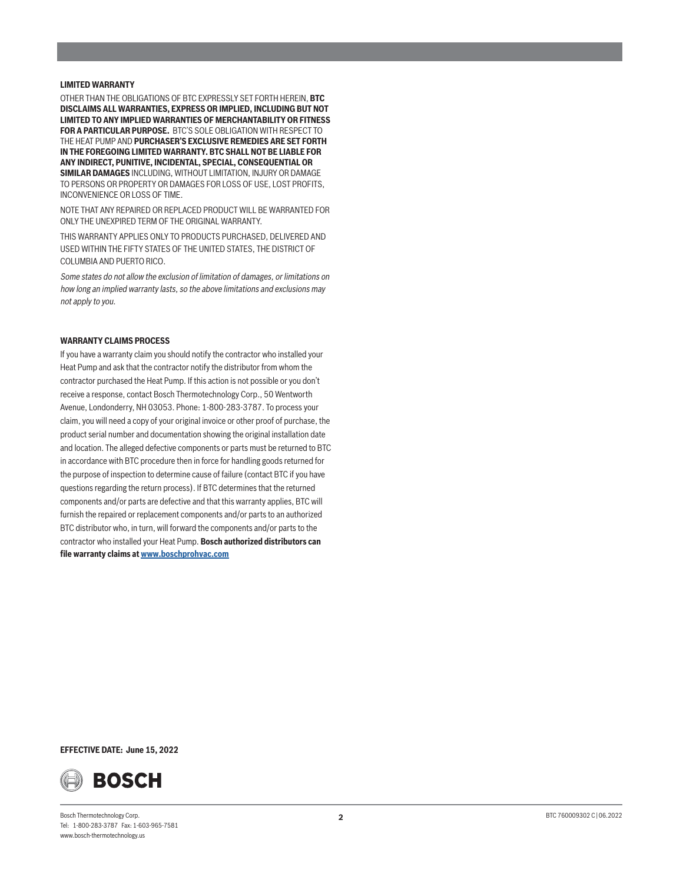## LIMITED WARRANTY

OTHER THAN THE OBLIGATIONS OF BTC EXPRESSLY SET FORTH HEREIN, **BTC DISCLAIMS ALL WARRANTIES, EXPRESS OR IMPLIED, INCLUDING BUT NOT LIMITED TO ANY IMPLIED WARRANTIES OF MERCHANTABILITY OR FITNESS FOR A PARTICULAR PURPOSE.** BTC'S SOLE OBLIGATION WITH RESPECT TO THE HEAT PUMP AND **PURCHASER'S EXCLUSIVE REMEDIES ARE SET FORTH IN THE FOREGOING LIMITED WARRANTY. BTC SHALL NOT BE LIABLE FOR ANY INDIRECT, PUNITIVE, INCIDENTAL, SPECIAL, CONSEQUENTIAL OR SIMILAR DAMAGES** INCLUDING, WITHOUT LIMITATION, INJURY OR DAMAGE TO PERSONS OR PROPERTY OR DAMAGES FOR LOSS OF USE, LOST PROFITS, INCONVENIENCE OR LOSS OF TIME.

NOTE THAT ANY REPAIRED OR REPLACED PRODUCT WILL BE WARRANTED FOR ONLY THE UNEXPIRED TERM OF THE ORIGINAL WARRANTY.

THIS WARRANTY APPLIES ONLY TO PRODUCTS PURCHASED, DELIVERED AND USED WITHIN THE FIFTY STATES OF THE UNITED STATES, THE DISTRICT OF COLUMBIA AND PUERTO RICO.

*Some states do not allow the exclusion of limitation of damages, or limitations on how long an implied warranty lasts, so the above limitations and exclusions may not apply to you.*

## WARRANTY CLAIMS PROCESS

If you have a warranty claim you should notify the contractor who installed your Heat Pump and ask that the contractor notify the distributor from whom the contractor purchased the Heat Pump. If this action is not possible or you don't receive a response, contact Bosch Thermotechnology Corp., 50 Wentworth Avenue, Londonderry, NH 03053. Phone: 1-800-283-3787. To process your claim, you will need a copy of your original invoice or other proof of purchase, the product serial number and documentation showing the original installation date and location. The alleged defective components or parts must be returned to BTC in accordance with BTC procedure then in force for handling goods returned for the purpose of inspection to determine cause of failure (contact BTC if you have questions regarding the return process). If BTC determines that the returned components and/or parts are defective and that this warranty applies, BTC will furnish the repaired or replacement components and/or parts to an authorized BTC distributor who, in turn, will forward the components and/or parts to the contractor who installed your Heat Pump. **Bosch authorized distributors can file warranty claims at [www.boschprohvac.com](www.boschprohvac.com)**

**EFFECTIVE DATE: June 15, 2022**

BOSCH

Bosch Thermotechnology Corp.
Tel: 1-800-283-3787 Fax: 1-603-965-7581
www.bosch-thermotechnology.us

BTC 760009302 C | 06.2022